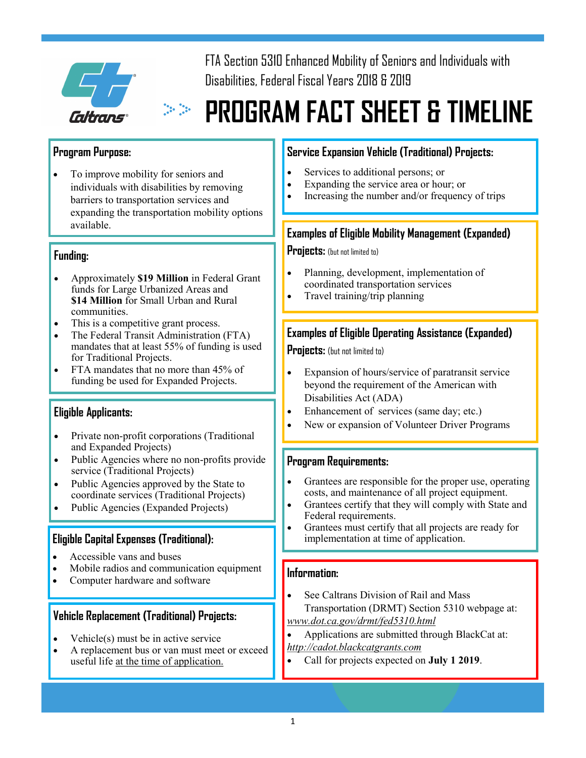FTA Section 5310 Enhanced Mobility of Seniors and Individuals with Disabilities, Federal Fiscal Years 2018 & 2019

# PROGRAM FACT SHEET & TIMELINE

## Program Purpose:

- To improve mobility for seniors and individuals with disabilities by removing barriers to transportation services and expanding the transportation mobility options available.

## Funding:

- Approximately **$19 Million** in Federal Grant funds for Large Urbanized Areas and **$14 Million** for Small Urban and Rural communities.
- This is a competitive grant process.
- The Federal Transit Administration (FTA) mandates that at least 55% of funding is used for Traditional Projects.
- FTA mandates that no more than 45% of funding be used for Expanded Projects.

## Eligible Applicants:

- Private non-profit corporations (Traditional and Expanded Projects)
- Public Agencies where no non-profits provide service (Traditional Projects)
- Public Agencies approved by the State to coordinate services (Traditional Projects)
- Public Agencies (Expanded Projects)

## Eligible Capital Expenses (Traditional):

- Accessible vans and buses
- Mobile radios and communication equipment
- Computer hardware and software

## Vehicle Replacement (Traditional) Projects:

- Vehicle(s) must be in active service
- A replacement bus or van must meet or exceed useful life at the time of application.

## Service Expansion Vehicle (Traditional) Projects:

- Services to additional persons; or
- Expanding the service area or hour; or
- Increasing the number and/or frequency of trips

## Examples of Eligible Mobility Management (Expanded) Projects: (but not limited to)

- Planning, development, implementation of coordinated transportation services
- Travel training/trip planning

## Examples of Eligible Operating Assistance (Expanded) Projects: (but not limited to)

- Expansion of hours/service of paratransit service beyond the requirement of the American with Disabilities Act (ADA)
- Enhancement of services (same day; etc.)
- New or expansion of Volunteer Driver Programs

## Program Requirements:

- Grantees are responsible for the proper use, operating costs, and maintenance of all project equipment.
- Grantees certify that they will comply with State and Federal requirements.
- Grantees must certify that all projects are ready for implementation at time of application.

## Information:

- See Caltrans Division of Rail and Mass Transportation (DRMT) Section 5310 webpage at: *www.dot.ca.gov/drmt/fed5310.html*
- Applications are submitted through BlackCat at: *http://cadot.blackcatgrants.com*
- Call for projects expected on **July 1 2019**.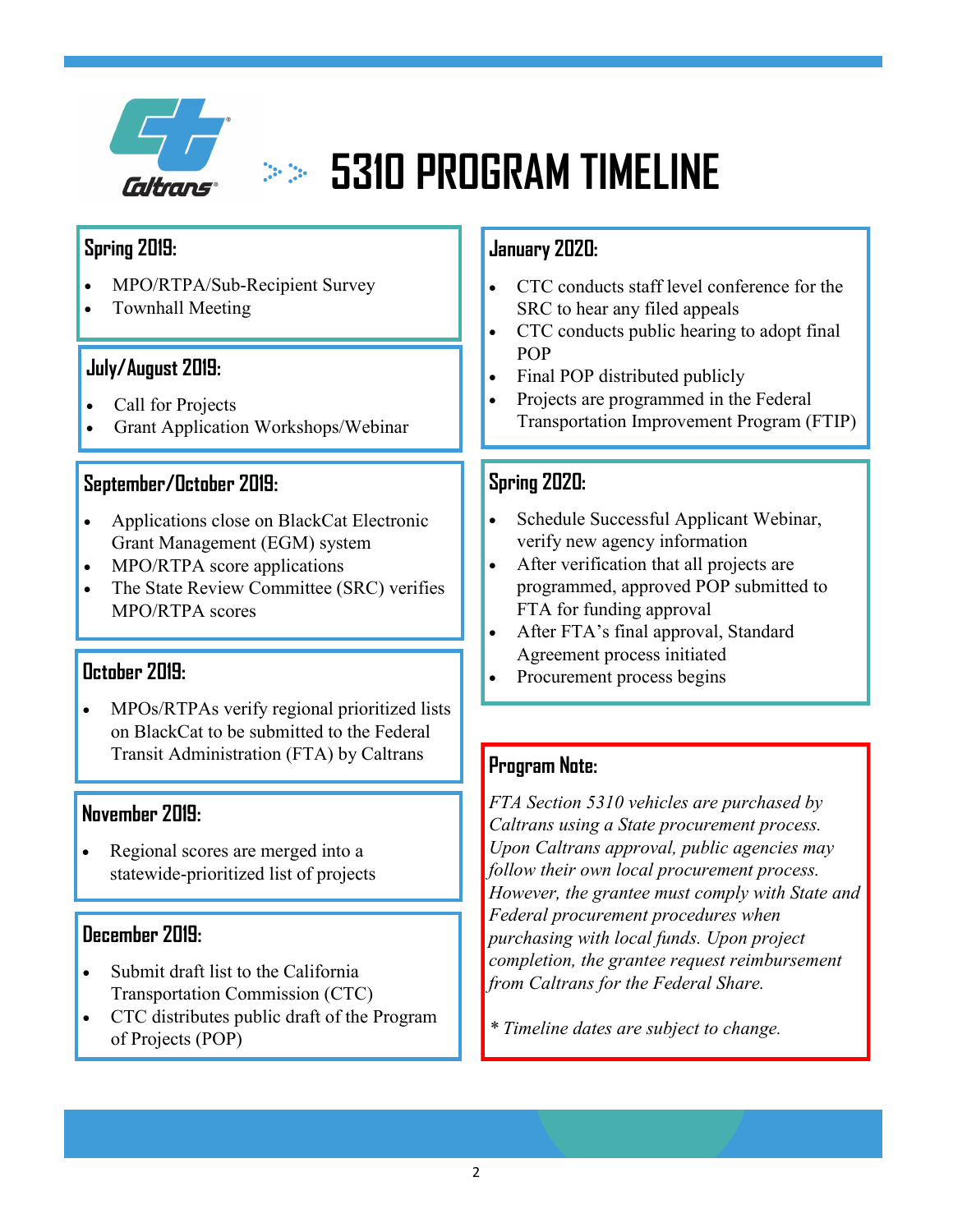# 5310 PROGRAM TIMELINE

### Spring 2019:

- MPO/RTPA/Sub-Recipient Survey
- Townhall Meeting

### July/August 2019:

- Call for Projects
- Grant Application Workshops/Webinar

### September/October 2019:

- Applications close on BlackCat Electronic Grant Management (EGM) system
- MPO/RTPA score applications
- The State Review Committee (SRC) verifies MPO/RTPA scores

### October 2019:

- MPOs/RTPAs verify regional prioritized lists on BlackCat to be submitted to the Federal Transit Administration (FTA) by Caltrans

### November 2019:

- Regional scores are merged into a statewide-prioritized list of projects

### December 2019:

- Submit draft list to the California Transportation Commission (CTC)
- CTC distributes public draft of the Program of Projects (POP)

### January 2020:

- CTC conducts staff level conference for the SRC to hear any filed appeals
- CTC conducts public hearing to adopt final POP
- Final POP distributed publicly
- Projects are programmed in the Federal Transportation Improvement Program (FTIP)

### Spring 2020:

- Schedule Successful Applicant Webinar, verify new agency information
- After verification that all projects are programmed, approved POP submitted to FTA for funding approval
- After FTA's final approval, Standard Agreement process initiated
- Procurement process begins

### Program Note:

*FTA Section 5310 vehicles are purchased by Caltrans using a State procurement process. Upon Caltrans approval, public agencies may follow their own local procurement process. However, the grantee must comply with State and Federal procurement procedures when purchasing with local funds. Upon project completion, the grantee request reimbursement from Caltrans for the Federal Share.*

*\* Timeline dates are subject to change.*